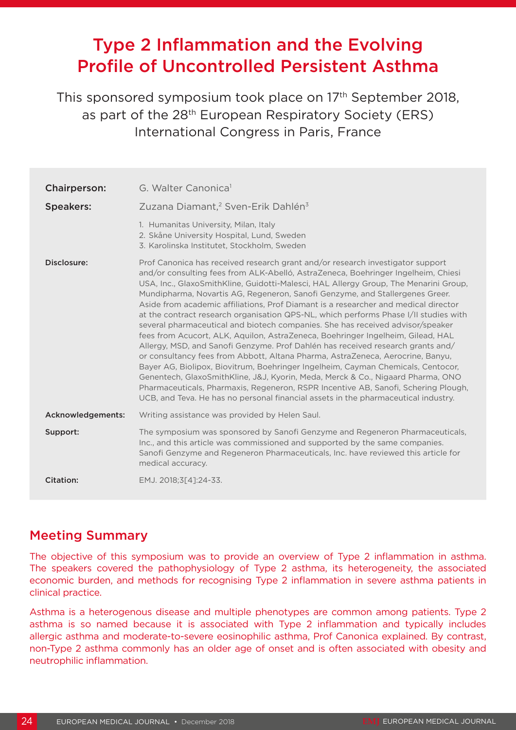# Type 2 Inflammation and the Evolving Profile of Uncontrolled Persistent Asthma

This sponsored symposium took place on 17th September 2018, as part of the 28th European Respiratory Society (ERS) International Congress in Paris, France

**Chairperson:** G. Walter Canonica[1]

**Speakers:** Zuzana Diamant,[2] Sven-Erik Dahlén[3]

1. Humanitas University, Milan, Italy
2. Skåne University Hospital, Lund, Sweden
3. Karolinska Institutet, Stockholm, Sweden

**Disclosure:** Prof Canonica has received research grant and/or research investigator support and/or consulting fees from ALK-Abelló, AstraZeneca, Boehringer Ingelheim, Chiesi USA, Inc., GlaxoSmithKline, Guidotti-Malesci, HAL Allergy Group, The Menarini Group, Mundipharma, Novartis AG, Regeneron, Sanofi Genzyme, and Stallergenes Greer. Aside from academic affiliations, Prof Diamant is a researcher and medical director at the contract research organisation QPS-NL, which performs Phase I/II studies with several pharmaceutical and biotech companies. She has received advisor/speaker fees from Acucort, ALK, Aquilon, AstraZeneca, Boehringer Ingelheim, Gilead, HAL Allergy, MSD, and Sanofi Genzyme. Prof Dahlén has received research grants and/or consultancy fees from Abbott, Altana Pharma, AstraZeneca, Aerocrine, Banyu, Bayer AG, Biolipox, Biovitrum, Boehringer Ingelheim, Cayman Chemicals, Centocor, Genentech, GlaxoSmithKline, J&J, Kyorin, Meda, Merck & Co., Nigaard Pharma, ONO Pharmaceuticals, Pharmaxis, Regeneron, RSPR Incentive AB, Sanofi, Schering Plough, UCB, and Teva. He has no personal financial assets in the pharmaceutical industry.

**Acknowledgements:** Writing assistance was provided by Helen Saul.

**Support:** The symposium was sponsored by Sanofi Genzyme and Regeneron Pharmaceuticals, Inc., and this article was commissioned and supported by the same companies. Sanofi Genzyme and Regeneron Pharmaceuticals, Inc. have reviewed this article for medical accuracy.

**Citation:** EMJ. 2018;3[4]:24-33.

## Meeting Summary

The objective of this symposium was to provide an overview of Type 2 inflammation in asthma. The speakers covered the pathophysiology of Type 2 asthma, its heterogeneity, the associated economic burden, and methods for recognising Type 2 inflammation in severe asthma patients in clinical practice.

Asthma is a heterogenous disease and multiple phenotypes are common among patients. Type 2 asthma is so named because it is associated with Type 2 inflammation and typically includes allergic asthma and moderate-to-severe eosinophilic asthma, Prof Canonica explained. By contrast, non-Type 2 asthma commonly has an older age of onset and is often associated with obesity and neutrophilic inflammation.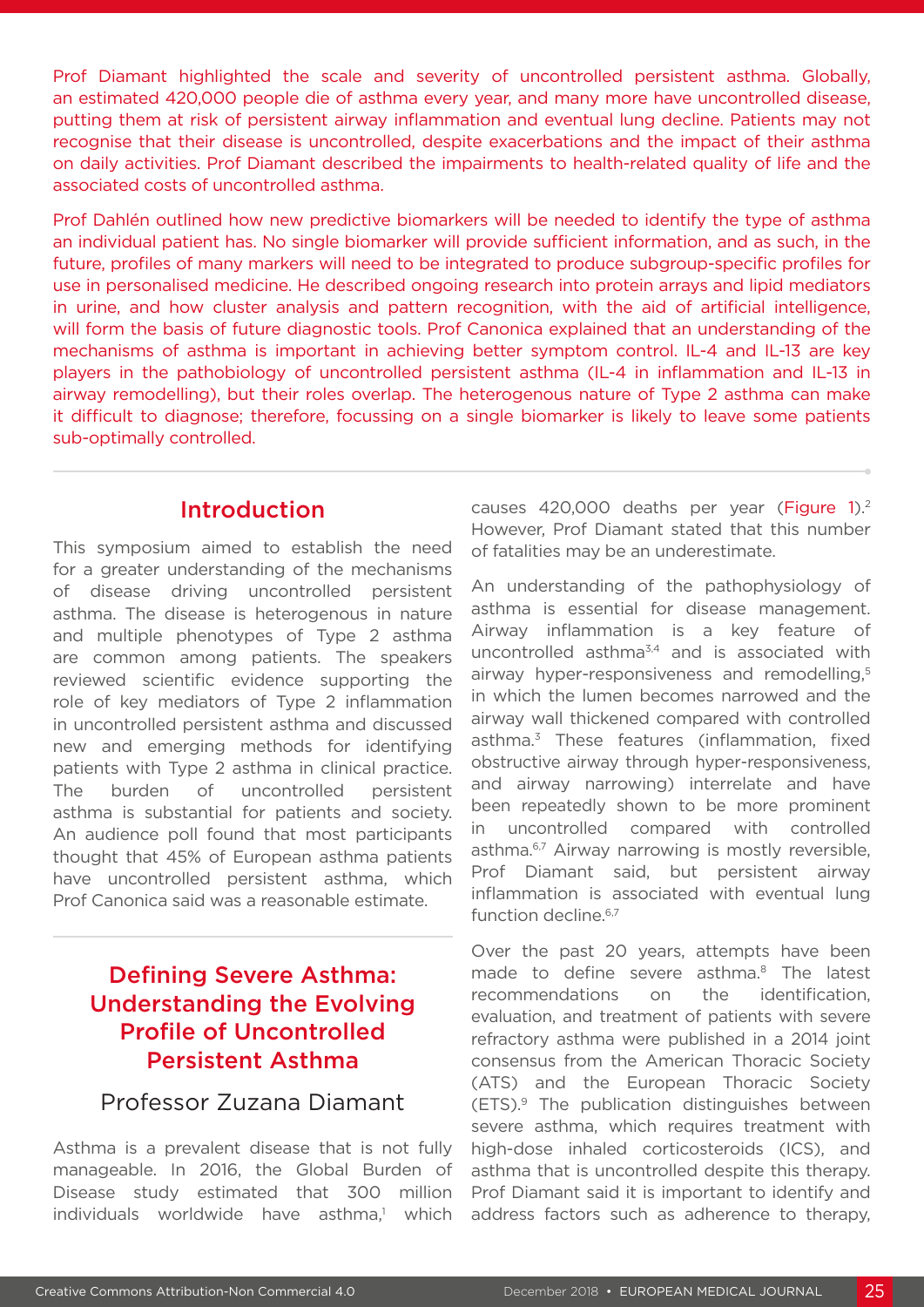Prof Diamant highlighted the scale and severity of uncontrolled persistent asthma. Globally, an estimated 420,000 people die of asthma every year, and many more have uncontrolled disease, putting them at risk of persistent airway inflammation and eventual lung decline. Patients may not recognise that their disease is uncontrolled, despite exacerbations and the impact of their asthma on daily activities. Prof Diamant described the impairments to health-related quality of life and the associated costs of uncontrolled asthma.

Prof Dahlén outlined how new predictive biomarkers will be needed to identify the type of asthma an individual patient has. No single biomarker will provide sufficient information, and as such, in the future, profiles of many markers will need to be integrated to produce subgroup-specific profiles for use in personalised medicine. He described ongoing research into protein arrays and lipid mediators in urine, and how cluster analysis and pattern recognition, with the aid of artificial intelligence, will form the basis of future diagnostic tools. Prof Canonica explained that an understanding of the mechanisms of asthma is important in achieving better symptom control. IL-4 and IL-13 are key players in the pathobiology of uncontrolled persistent asthma (IL-4 in inflammation and IL-13 in airway remodelling), but their roles overlap. The heterogenous nature of Type 2 asthma can make it difficult to diagnose; therefore, focussing on a single biomarker is likely to leave some patients sub-optimally controlled.

## Introduction

This symposium aimed to establish the need for a greater understanding of the mechanisms of disease driving uncontrolled persistent asthma. The disease is heterogenous in nature and multiple phenotypes of Type 2 asthma are common among patients. The speakers reviewed scientific evidence supporting the role of key mediators of Type 2 inflammation in uncontrolled persistent asthma and discussed new and emerging methods for identifying patients with Type 2 asthma in clinical practice. The burden of uncontrolled persistent asthma is substantial for patients and society. An audience poll found that most participants thought that 45% of European asthma patients have uncontrolled persistent asthma, which Prof Canonica said was a reasonable estimate.

## Defining Severe Asthma: Understanding the Evolving Profile of Uncontrolled Persistent Asthma

### Professor Zuzana Diamant

Asthma is a prevalent disease that is not fully manageable. In 2016, the Global Burden of Disease study estimated that 300 million individuals worldwide have asthma,[1] which causes 420,000 deaths per year (Figure 1).[2] However, Prof Diamant stated that this number of fatalities may be an underestimate.

An understanding of the pathophysiology of asthma is essential for disease management. Airway inflammation is a key feature of uncontrolled asthma[3,4] and is associated with airway hyper-responsiveness and remodelling,[5] in which the lumen becomes narrowed and the airway wall thickened compared with controlled asthma.[3] These features (inflammation, fixed obstructive airway through hyper-responsiveness, and airway narrowing) interrelate and have been repeatedly shown to be more prominent in uncontrolled compared with controlled asthma.[6,7] Airway narrowing is mostly reversible, Prof Diamant said, but persistent airway inflammation is associated with eventual lung function decline.[6,7]

Over the past 20 years, attempts have been made to define severe asthma.[8] The latest recommendations on the identification, evaluation, and treatment of patients with severe refractory asthma were published in a 2014 joint consensus from the American Thoracic Society (ATS) and the European Thoracic Society (ETS).[9] The publication distinguishes between severe asthma, which requires treatment with high-dose inhaled corticosteroids (ICS), and asthma that is uncontrolled despite this therapy. Prof Diamant said it is important to identify and address factors such as adherence to therapy,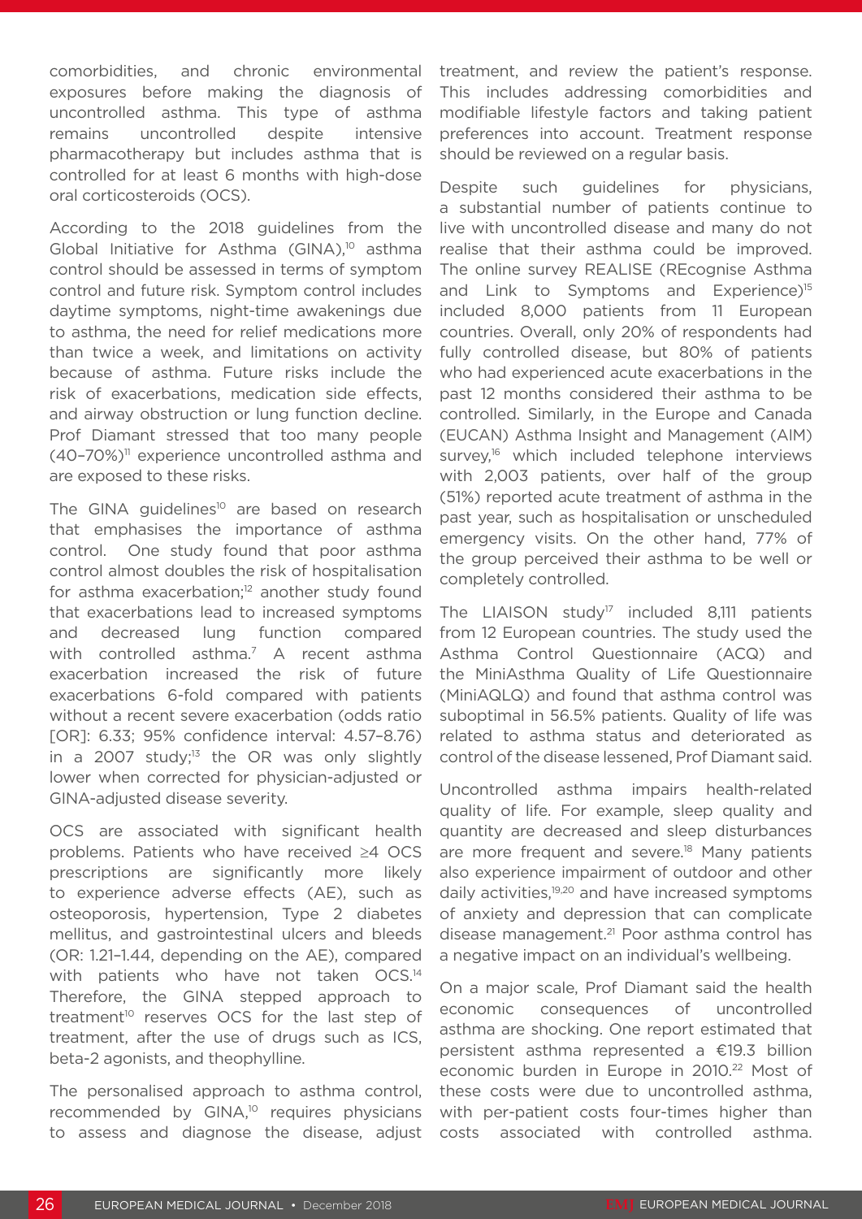comorbidities, and chronic environmental exposures before making the diagnosis of uncontrolled asthma. This type of asthma remains uncontrolled despite intensive pharmacotherapy but includes asthma that is controlled for at least 6 months with high-dose oral corticosteroids (OCS).

According to the 2018 guidelines from the Global Initiative for Asthma (GINA),[10] asthma control should be assessed in terms of symptom control and future risk. Symptom control includes daytime symptoms, night-time awakenings due to asthma, the need for relief medications more than twice a week, and limitations on activity because of asthma. Future risks include the risk of exacerbations, medication side effects, and airway obstruction or lung function decline. Prof Diamant stressed that too many people (40–70%)[11] experience uncontrolled asthma and are exposed to these risks.

The GINA guidelines[10] are based on research that emphasises the importance of asthma control. One study found that poor asthma control almost doubles the risk of hospitalisation for asthma exacerbation;[12] another study found that exacerbations lead to increased symptoms and decreased lung function compared with controlled asthma.[7] A recent asthma exacerbation increased the risk of future exacerbations 6-fold compared with patients without a recent severe exacerbation (odds ratio [OR]: 6.33; 95% confidence interval: 4.57–8.76) in a 2007 study;[13] the OR was only slightly lower when corrected for physician-adjusted or GINA-adjusted disease severity.

OCS are associated with significant health problems. Patients who have received ≥4 OCS prescriptions are significantly more likely to experience adverse effects (AE), such as osteoporosis, hypertension, Type 2 diabetes mellitus, and gastrointestinal ulcers and bleeds (OR: 1.21–1.44, depending on the AE), compared with patients who have not taken OCS.[14] Therefore, the GINA stepped approach to treatment[10] reserves OCS for the last step of treatment, after the use of drugs such as ICS, beta-2 agonists, and theophylline.

The personalised approach to asthma control, recommended by GINA,[10] requires physicians to assess and diagnose the disease, adjust treatment, and review the patient's response. This includes addressing comorbidities and modifiable lifestyle factors and taking patient preferences into account. Treatment response should be reviewed on a regular basis.

Despite such guidelines for physicians, a substantial number of patients continue to live with uncontrolled disease and many do not realise that their asthma could be improved. The online survey REALISE (REcognise Asthma and Link to Symptoms and Experience)[15] included 8,000 patients from 11 European countries. Overall, only 20% of respondents had fully controlled disease, but 80% of patients who had experienced acute exacerbations in the past 12 months considered their asthma to be controlled. Similarly, in the Europe and Canada (EUCAN) Asthma Insight and Management (AIM) survey,[16] which included telephone interviews with 2,003 patients, over half of the group (51%) reported acute treatment of asthma in the past year, such as hospitalisation or unscheduled emergency visits. On the other hand, 77% of the group perceived their asthma to be well or completely controlled.

The LIAISON study[17] included 8,111 patients from 12 European countries. The study used the Asthma Control Questionnaire (ACQ) and the MiniAsthma Quality of Life Questionnaire (MiniAQLQ) and found that asthma control was suboptimal in 56.5% patients. Quality of life was related to asthma status and deteriorated as control of the disease lessened, Prof Diamant said.

Uncontrolled asthma impairs health-related quality of life. For example, sleep quality and quantity are decreased and sleep disturbances are more frequent and severe.[18] Many patients also experience impairment of outdoor and other daily activities,[19,20] and have increased symptoms of anxiety and depression that can complicate disease management.[21] Poor asthma control has a negative impact on an individual's wellbeing.

On a major scale, Prof Diamant said the health economic consequences of uncontrolled asthma are shocking. One report estimated that persistent asthma represented a €19.3 billion economic burden in Europe in 2010.[22] Most of these costs were due to uncontrolled asthma, with per-patient costs four-times higher than costs associated with controlled asthma.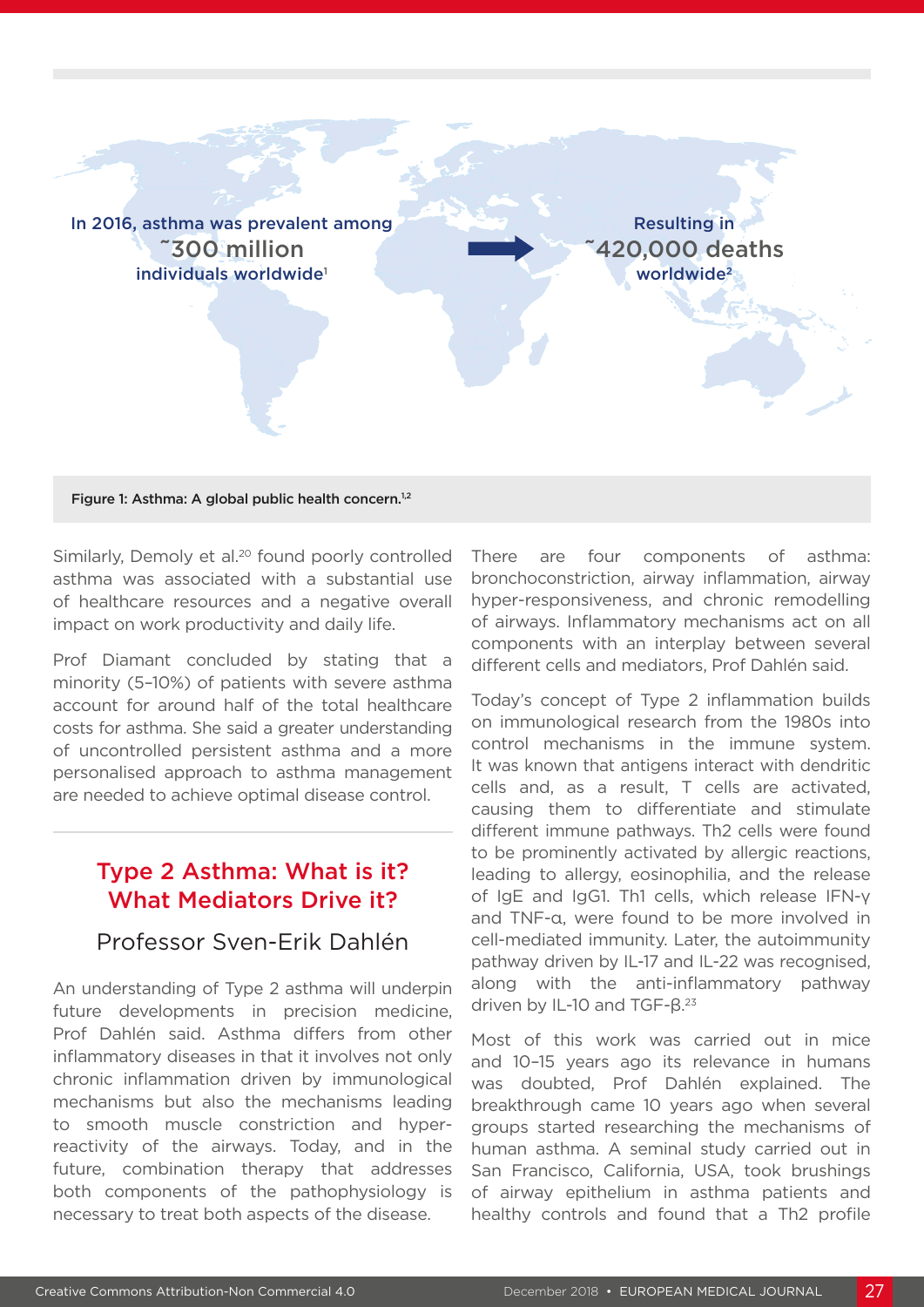In 2016, asthma was prevalent among ~300 million individuals worldwide[1]

Resulting in ~420,000 deaths worldwide[2]

**Figure 1: Asthma: A global public health concern.**[1,2]

Similarly, Demoly et al.[20] found poorly controlled asthma was associated with a substantial use of healthcare resources and a negative overall impact on work productivity and daily life.

Prof Diamant concluded by stating that a minority (5–10%) of patients with severe asthma account for around half of the total healthcare costs for asthma. She said a greater understanding of uncontrolled persistent asthma and a more personalised approach to asthma management are needed to achieve optimal disease control.

## Type 2 Asthma: What is it? What Mediators Drive it?

### Professor Sven-Erik Dahlén

An understanding of Type 2 asthma will underpin future developments in precision medicine, Prof Dahlén said. Asthma differs from other inflammatory diseases in that it involves not only chronic inflammation driven by immunological mechanisms but also the mechanisms leading to smooth muscle constriction and hyper-reactivity of the airways. Today, and in the future, combination therapy that addresses both components of the pathophysiology is necessary to treat both aspects of the disease.

There are four components of asthma: bronchoconstriction, airway inflammation, airway hyper-responsiveness, and chronic remodelling of airways. Inflammatory mechanisms act on all components with an interplay between several different cells and mediators, Prof Dahlén said.

Today's concept of Type 2 inflammation builds on immunological research from the 1980s into control mechanisms in the immune system. It was known that antigens interact with dendritic cells and, as a result, T cells are activated, causing them to differentiate and stimulate different immune pathways. Th2 cells were found to be prominently activated by allergic reactions, leading to allergy, eosinophilia, and the release of IgE and IgG1. Th1 cells, which release IFN-γ and TNF-α, were found to be more involved in cell-mediated immunity. Later, the autoimmunity pathway driven by IL-17 and IL-22 was recognised, along with the anti-inflammatory pathway driven by IL-10 and TGF-β.[23]

Most of this work was carried out in mice and 10–15 years ago its relevance in humans was doubted, Prof Dahlén explained. The breakthrough came 10 years ago when several groups started researching the mechanisms of human asthma. A seminal study carried out in San Francisco, California, USA, took brushings of airway epithelium in asthma patients and healthy controls and found that a Th2 profile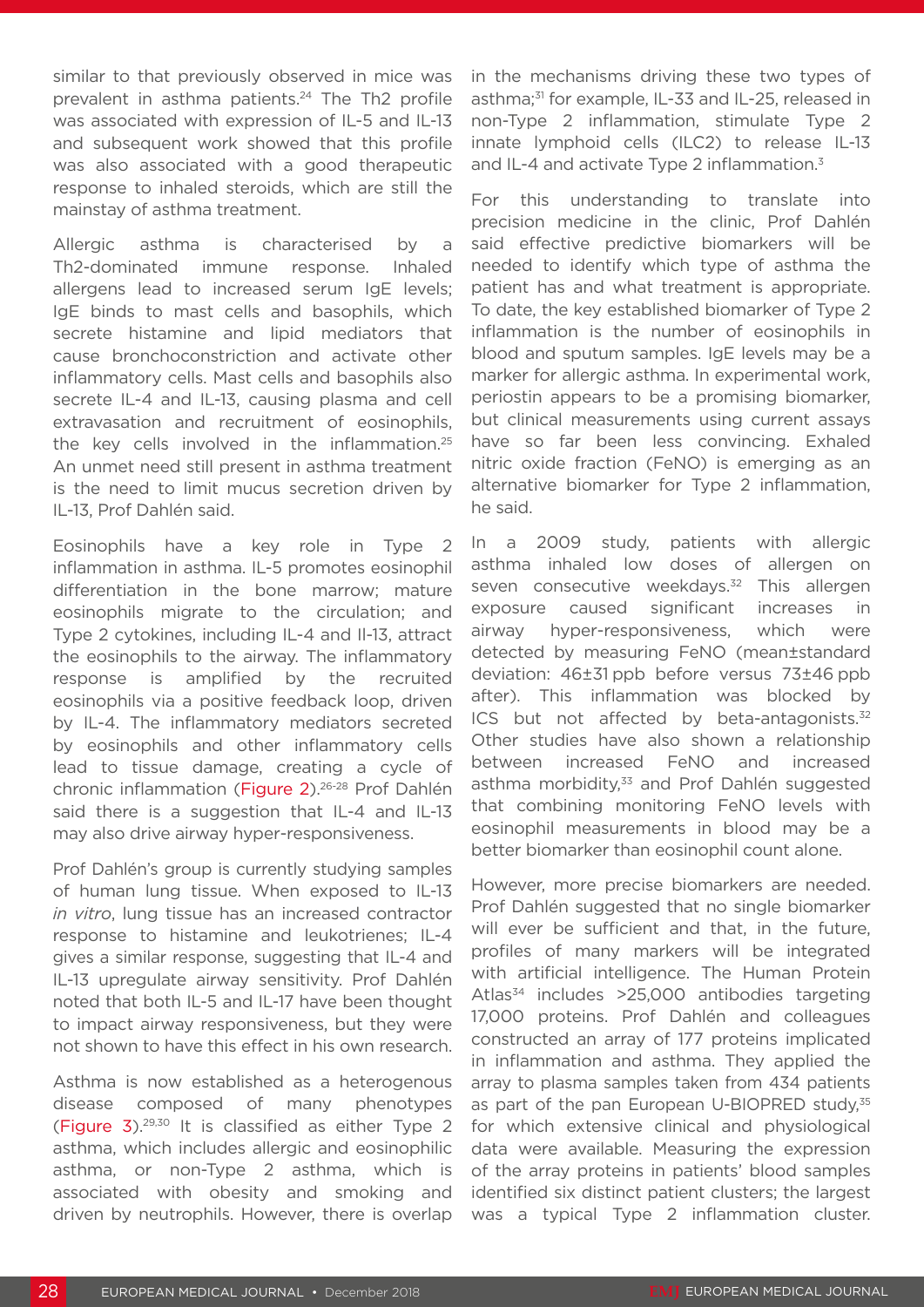similar to that previously observed in mice was prevalent in asthma patients.[24] The Th2 profile was associated with expression of IL-5 and IL-13 and subsequent work showed that this profile was also associated with a good therapeutic response to inhaled steroids, which are still the mainstay of asthma treatment.

Allergic asthma is characterised by a Th2-dominated immune response. Inhaled allergens lead to increased serum IgE levels; IgE binds to mast cells and basophils, which secrete histamine and lipid mediators that cause bronchoconstriction and activate other inflammatory cells. Mast cells and basophils also secrete IL-4 and IL-13, causing plasma and cell extravasation and recruitment of eosinophils, the key cells involved in the inflammation.[25] An unmet need still present in asthma treatment is the need to limit mucus secretion driven by IL-13, Prof Dahlén said.

Eosinophils have a key role in Type 2 inflammation in asthma. IL-5 promotes eosinophil differentiation in the bone marrow; mature eosinophils migrate to the circulation; and Type 2 cytokines, including IL-4 and Il-13, attract the eosinophils to the airway. The inflammatory response is amplified by the recruited eosinophils via a positive feedback loop, driven by IL-4. The inflammatory mediators secreted by eosinophils and other inflammatory cells lead to tissue damage, creating a cycle of chronic inflammation (Figure 2).[26-28] Prof Dahlén said there is a suggestion that IL-4 and IL-13 may also drive airway hyper-responsiveness.

Prof Dahlén's group is currently studying samples of human lung tissue. When exposed to IL-13 *in vitro*, lung tissue has an increased contractor response to histamine and leukotrienes; IL-4 gives a similar response, suggesting that IL-4 and IL-13 upregulate airway sensitivity. Prof Dahlén noted that both IL-5 and IL-17 have been thought to impact airway responsiveness, but they were not shown to have this effect in his own research.

Asthma is now established as a heterogenous disease composed of many phenotypes (Figure 3).[29,30] It is classified as either Type 2 asthma, which includes allergic and eosinophilic asthma, or non-Type 2 asthma, which is associated with obesity and smoking and driven by neutrophils. However, there is overlap in the mechanisms driving these two types of asthma;[31] for example, IL-33 and IL-25, released in non-Type 2 inflammation, stimulate Type 2 innate lymphoid cells (ILC2) to release IL-13 and IL-4 and activate Type 2 inflammation.[3]

For this understanding to translate into precision medicine in the clinic, Prof Dahlén said effective predictive biomarkers will be needed to identify which type of asthma the patient has and what treatment is appropriate. To date, the key established biomarker of Type 2 inflammation is the number of eosinophils in blood and sputum samples. IgE levels may be a marker for allergic asthma. In experimental work, periostin appears to be a promising biomarker, but clinical measurements using current assays have so far been less convincing. Exhaled nitric oxide fraction (FeNO) is emerging as an alternative biomarker for Type 2 inflammation, he said.

In a 2009 study, patients with allergic asthma inhaled low doses of allergen on seven consecutive weekdays.[32] This allergen exposure caused significant increases in airway hyper-responsiveness, which were detected by measuring FeNO (mean±standard deviation: 46±31 ppb before versus 73±46 ppb after). This inflammation was blocked by ICS but not affected by beta-antagonists.[32] Other studies have also shown a relationship between increased FeNO and increased asthma morbidity,[33] and Prof Dahlén suggested that combining monitoring FeNO levels with eosinophil measurements in blood may be a better biomarker than eosinophil count alone.

However, more precise biomarkers are needed. Prof Dahlén suggested that no single biomarker will ever be sufficient and that, in the future, profiles of many markers will be integrated with artificial intelligence. The Human Protein Atlas[34] includes >25,000 antibodies targeting 17,000 proteins. Prof Dahlén and colleagues constructed an array of 177 proteins implicated in inflammation and asthma. They applied the array to plasma samples taken from 434 patients as part of the pan European U-BIOPRED study,[35] for which extensive clinical and physiological data were available. Measuring the expression of the array proteins in patients' blood samples identified six distinct patient clusters; the largest was a typical Type 2 inflammation cluster.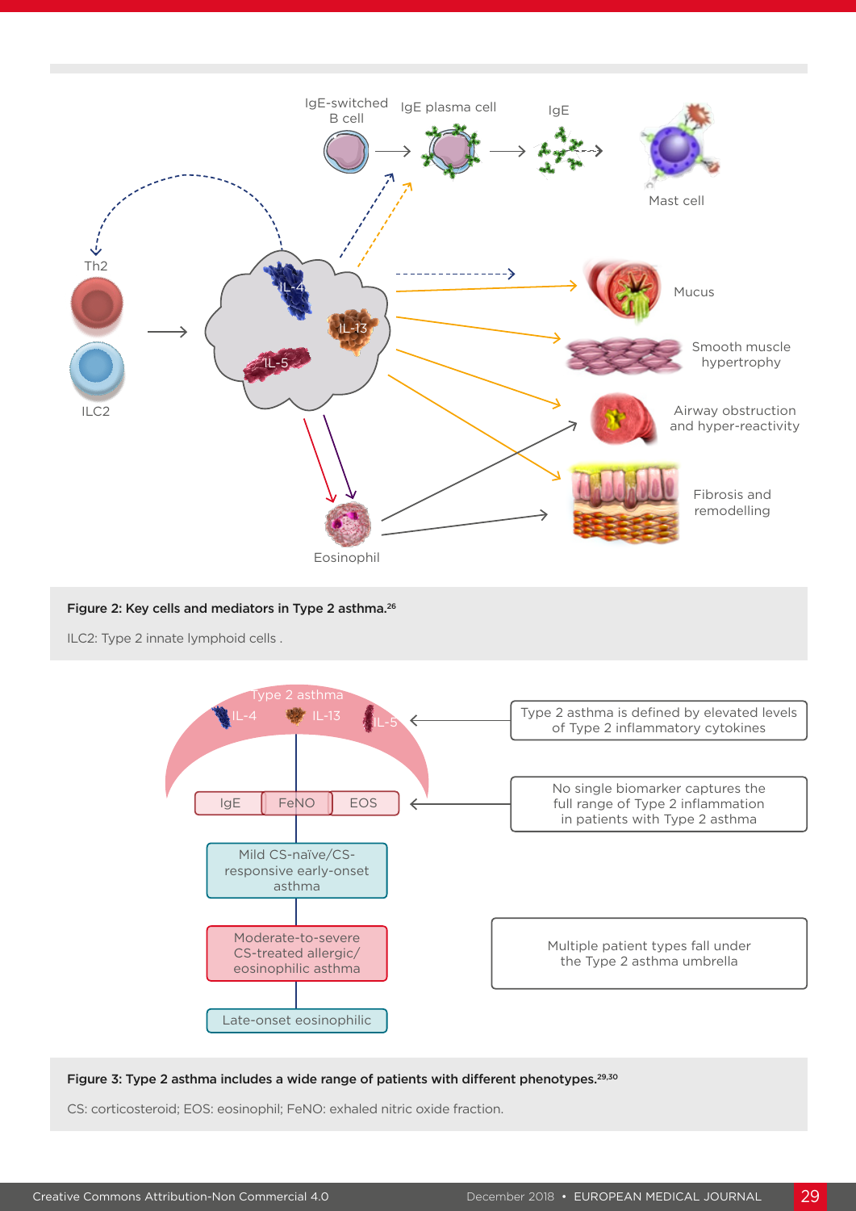**Figure 2: Key cells and mediators in Type 2 asthma.**[26]

ILC2: Type 2 innate lymphoid cells .

**Figure 3: Type 2 asthma includes a wide range of patients with different phenotypes.**[29,30]

CS: corticosteroid; EOS: eosinophil; FeNO: exhaled nitric oxide fraction.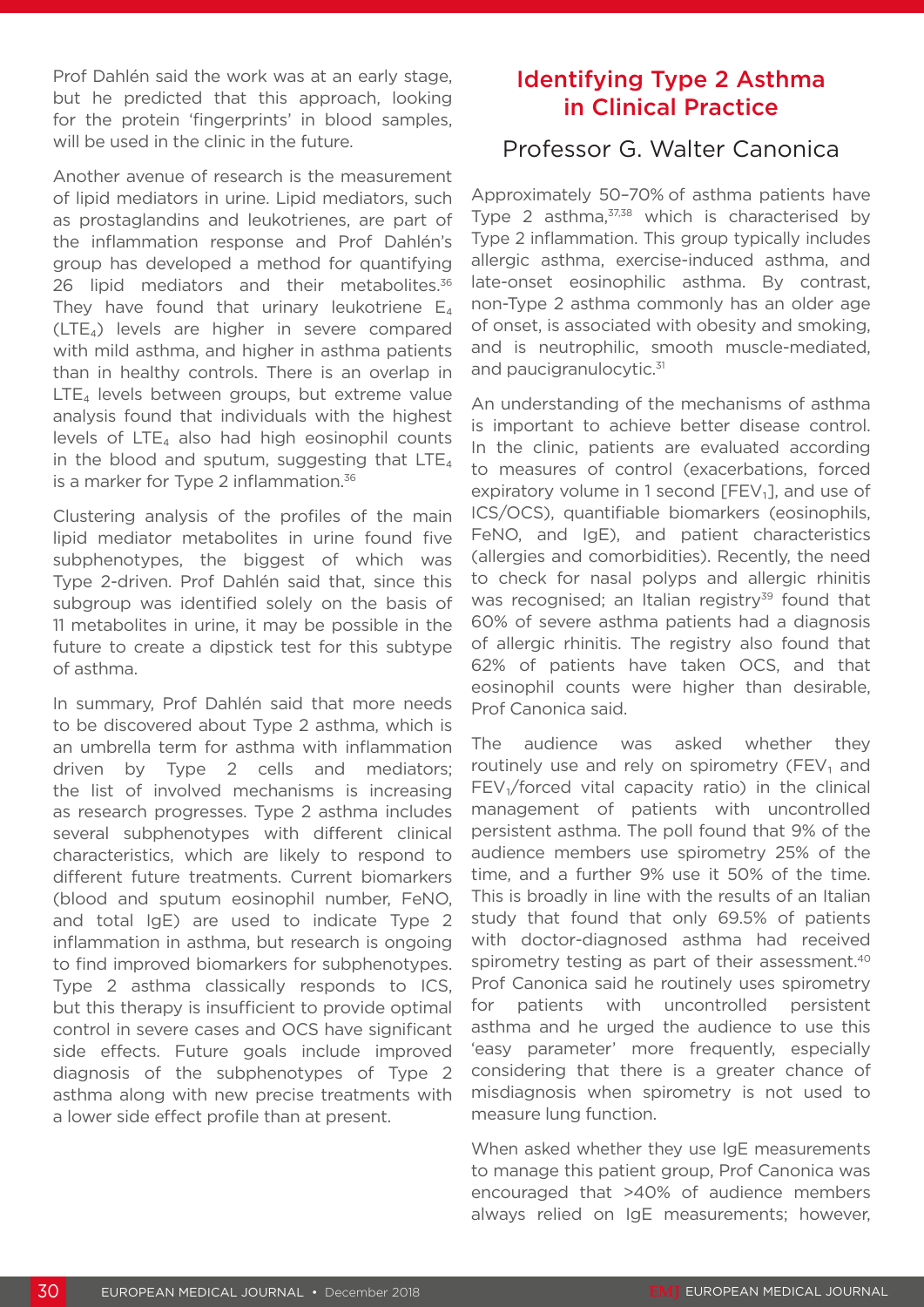Prof Dahlén said the work was at an early stage, but he predicted that this approach, looking for the protein 'fingerprints' in blood samples, will be used in the clinic in the future.

Another avenue of research is the measurement of lipid mediators in urine. Lipid mediators, such as prostaglandins and leukotrienes, are part of the inflammation response and Prof Dahlén's group has developed a method for quantifying 26 lipid mediators and their metabolites.[36] They have found that urinary leukotriene $E_4$ ($LTE_4$) levels are higher in severe compared with mild asthma, and higher in asthma patients than in healthy controls. There is an overlap in $LTE_4$ levels between groups, but extreme value analysis found that individuals with the highest levels of $LTE_4$ also had high eosinophil counts in the blood and sputum, suggesting that $LTE_4$ is a marker for Type 2 inflammation.[36]

Clustering analysis of the profiles of the main lipid mediator metabolites in urine found five subphenotypes, the biggest of which was Type 2-driven. Prof Dahlén said that, since this subgroup was identified solely on the basis of 11 metabolites in urine, it may be possible in the future to create a dipstick test for this subtype of asthma.

In summary, Prof Dahlén said that more needs to be discovered about Type 2 asthma, which is an umbrella term for asthma with inflammation driven by Type 2 cells and mediators; the list of involved mechanisms is increasing as research progresses. Type 2 asthma includes several subphenotypes with different clinical characteristics, which are likely to respond to different future treatments. Current biomarkers (blood and sputum eosinophil number, FeNO, and total IgE) are used to indicate Type 2 inflammation in asthma, but research is ongoing to find improved biomarkers for subphenotypes. Type 2 asthma classically responds to ICS, but this therapy is insufficient to provide optimal control in severe cases and OCS have significant side effects. Future goals include improved diagnosis of the subphenotypes of Type 2 asthma along with new precise treatments with a lower side effect profile than at present.

## Identifying Type 2 Asthma in Clinical Practice

### Professor G. Walter Canonica

Approximately 50–70% of asthma patients have Type 2 asthma,[37,38] which is characterised by Type 2 inflammation. This group typically includes allergic asthma, exercise-induced asthma, and late-onset eosinophilic asthma. By contrast, non-Type 2 asthma commonly has an older age of onset, is associated with obesity and smoking, and is neutrophilic, smooth muscle-mediated, and paucigranulocytic.[31]

An understanding of the mechanisms of asthma is important to achieve better disease control. In the clinic, patients are evaluated according to measures of control (exacerbations, forced expiratory volume in 1 second [$FEV_1$], and use of ICS/OCS), quantifiable biomarkers (eosinophils, FeNO, and IgE), and patient characteristics (allergies and comorbidities). Recently, the need to check for nasal polyps and allergic rhinitis was recognised; an Italian registry[39] found that 60% of severe asthma patients had a diagnosis of allergic rhinitis. The registry also found that 62% of patients have taken OCS, and that eosinophil counts were higher than desirable, Prof Canonica said.

The audience was asked whether they routinely use and rely on spirometry ($FEV_1$ and $FEV_1$/forced vital capacity ratio) in the clinical management of patients with uncontrolled persistent asthma. The poll found that 9% of the audience members use spirometry 25% of the time, and a further 9% use it 50% of the time. This is broadly in line with the results of an Italian study that found that only 69.5% of patients with doctor-diagnosed asthma had received spirometry testing as part of their assessment.[40] Prof Canonica said he routinely uses spirometry for patients with uncontrolled persistent asthma and he urged the audience to use this 'easy parameter' more frequently, especially considering that there is a greater chance of misdiagnosis when spirometry is not used to measure lung function.

When asked whether they use IgE measurements to manage this patient group, Prof Canonica was encouraged that >40% of audience members always relied on IgE measurements; however,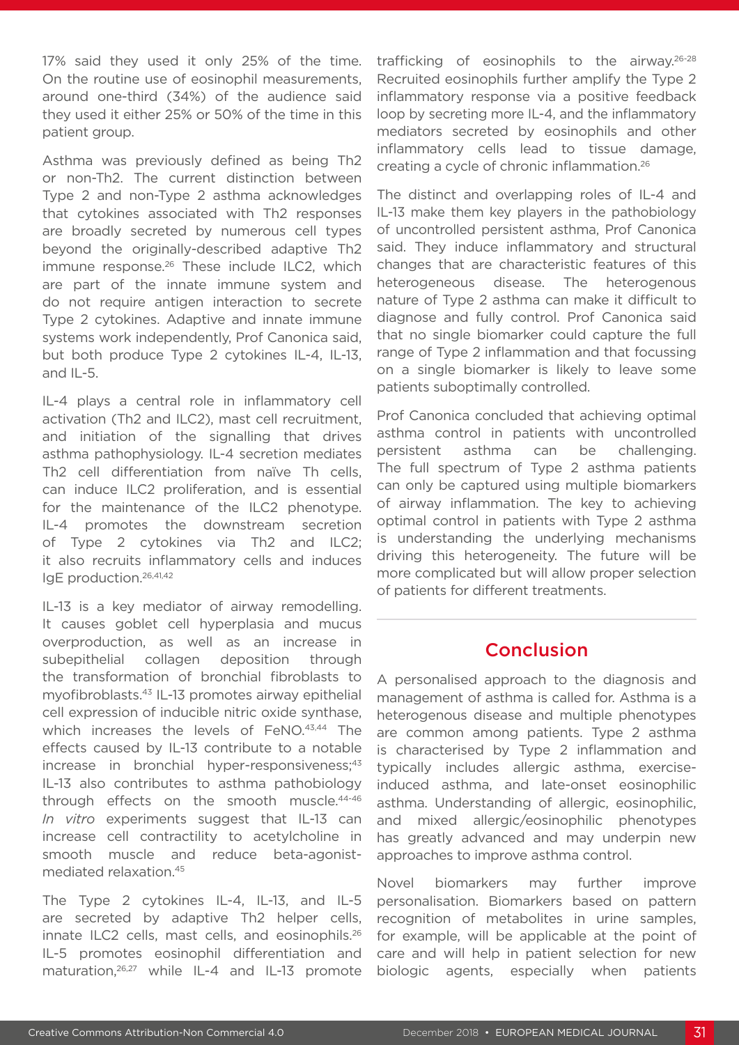17% said they used it only 25% of the time. On the routine use of eosinophil measurements, around one-third (34%) of the audience said they used it either 25% or 50% of the time in this patient group.

Asthma was previously defined as being Th2 or non-Th2. The current distinction between Type 2 and non-Type 2 asthma acknowledges that cytokines associated with Th2 responses are broadly secreted by numerous cell types beyond the originally-described adaptive Th2 immune response.[26] These include ILC2, which are part of the innate immune system and do not require antigen interaction to secrete Type 2 cytokines. Adaptive and innate immune systems work independently, Prof Canonica said, but both produce Type 2 cytokines IL-4, IL-13, and IL-5.

IL-4 plays a central role in inflammatory cell activation (Th2 and ILC2), mast cell recruitment, and initiation of the signalling that drives asthma pathophysiology. IL-4 secretion mediates Th2 cell differentiation from naïve Th cells, can induce ILC2 proliferation, and is essential for the maintenance of the ILC2 phenotype. IL-4 promotes the downstream secretion of Type 2 cytokines via Th2 and ILC2; it also recruits inflammatory cells and induces IgE production.[26,41,42]

IL-13 is a key mediator of airway remodelling. It causes goblet cell hyperplasia and mucus overproduction, as well as an increase in subepithelial collagen deposition through the transformation of bronchial fibroblasts to myofibroblasts.[43] IL-13 promotes airway epithelial cell expression of inducible nitric oxide synthase, which increases the levels of FeNO.[43,44] The effects caused by IL-13 contribute to a notable increase in bronchial hyper-responsiveness;[43] IL-13 also contributes to asthma pathobiology through effects on the smooth muscle.[44-46] *In vitro* experiments suggest that IL-13 can increase cell contractility to acetylcholine in smooth muscle and reduce beta-agonist-mediated relaxation.[45]

The Type 2 cytokines IL-4, IL-13, and IL-5 are secreted by adaptive Th2 helper cells, innate ILC2 cells, mast cells, and eosinophils.[26] IL-5 promotes eosinophil differentiation and maturation,[26,27] while IL-4 and IL-13 promote trafficking of eosinophils to the airway.[26-28] Recruited eosinophils further amplify the Type 2 inflammatory response via a positive feedback loop by secreting more IL-4, and the inflammatory mediators secreted by eosinophils and other inflammatory cells lead to tissue damage, creating a cycle of chronic inflammation.[26]

The distinct and overlapping roles of IL-4 and IL-13 make them key players in the pathobiology of uncontrolled persistent asthma, Prof Canonica said. They induce inflammatory and structural changes that are characteristic features of this heterogeneous disease. The heterogenous nature of Type 2 asthma can make it difficult to diagnose and fully control. Prof Canonica said that no single biomarker could capture the full range of Type 2 inflammation and that focussing on a single biomarker is likely to leave some patients suboptimally controlled.

Prof Canonica concluded that achieving optimal asthma control in patients with uncontrolled persistent asthma can be challenging. The full spectrum of Type 2 asthma patients can only be captured using multiple biomarkers of airway inflammation. The key to achieving optimal control in patients with Type 2 asthma is understanding the underlying mechanisms driving this heterogeneity. The future will be more complicated but will allow proper selection of patients for different treatments.

## Conclusion

A personalised approach to the diagnosis and management of asthma is called for. Asthma is a heterogenous disease and multiple phenotypes are common among patients. Type 2 asthma is characterised by Type 2 inflammation and typically includes allergic asthma, exercise-induced asthma, and late-onset eosinophilic asthma. Understanding of allergic, eosinophilic, and mixed allergic/eosinophilic phenotypes has greatly advanced and may underpin new approaches to improve asthma control.

Novel biomarkers may further improve personalisation. Biomarkers based on pattern recognition of metabolites in urine samples, for example, will be applicable at the point of care and will help in patient selection for new biologic agents, especially when patients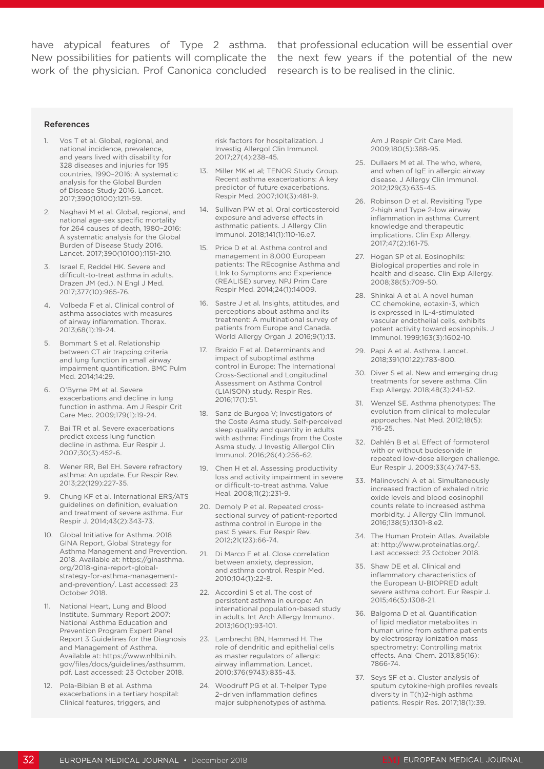have atypical features of Type 2 asthma. New possibilities for patients will complicate the work of the physician. Prof Canonica concluded that professional education will be essential over the next few years if the potential of the new research is to be realised in the clinic.

### References

1. Vos T et al. Global, regional, and national incidence, prevalence, and years lived with disability for 328 diseases and injuries for 195 countries, 1990–2016: A systematic analysis for the Global Burden of Disease Study 2016. Lancet. 2017;390(10100):1211-59.
2. Naghavi M et al. Global, regional, and national age-sex specific mortality for 264 causes of death, 1980–2016: A systematic analysis for the Global Burden of Disease Study 2016. Lancet. 2017;390(10100):1151-210.
3. Israel E, Reddel HK. Severe and difficult-to-treat asthma in adults. Drazen JM (ed.). N Engl J Med. 2017;377(10):965-76.
4. Volbeda F et al. Clinical control of asthma associates with measures of airway inflammation. Thorax. 2013;68(1):19-24.
5. Bommart S et al. Relationship between CT air trapping criteria and lung function in small airway impairment quantification. BMC Pulm Med. 2014;14:29.
6. O'Byrne PM et al. Severe exacerbations and decline in lung function in asthma. Am J Respir Crit Care Med. 2009;179(1):19-24.
7. Bai TR et al. Severe exacerbations predict excess lung function decline in asthma. Eur Respir J. 2007;30(3):452-6.
8. Wener RR, Bel EH. Severe refractory asthma: An update. Eur Respir Rev. 2013;22(129):227-35.
9. Chung KF et al. International ERS/ATS guidelines on definition, evaluation and treatment of severe asthma. Eur Respir J. 2014;43(2):343-73.
10. Global Initiative for Asthma. 2018 GINA Report, Global Strategy for Asthma Management and Prevention. 2018. Available at: https://ginasthma.org/2018-gina-report-global-strategy-for-asthma-management-and-prevention/. Last accessed: 23 October 2018.
11. National Heart, Lung and Blood Institute. Summary Report 2007: National Asthma Education and Prevention Program Expert Panel Report 3 Guidelines for the Diagnosis and Management of Asthma. Available at: https://www.nhlbi.nih.gov/files/docs/guidelines/asthsumm.pdf. Last accessed: 23 October 2018.
12. Pola-Bibian B et al. Asthma exacerbations in a tertiary hospital: Clinical features, triggers, and risk factors for hospitalization. J Investig Allergol Clin Immunol. 2017;27(4):238-45.
13. Miller MK et al; TENOR Study Group. Recent asthma exacerbations: A key predictor of future exacerbations. Respir Med. 2007;101(3):481-9.
14. Sullivan PW et al. Oral corticosteroid exposure and adverse effects in asthmatic patients. J Allergy Clin Immunol. 2018;141(1):110-16.e7.
15. Price D et al. Asthma control and management in 8,000 European patients: The REcognise Asthma and LInk to Symptoms and Experience (REALISE) survey. NPJ Prim Care Respir Med. 2014;24(1):14009.
16. Sastre J et al. Insights, attitudes, and perceptions about asthma and its treatment: A multinational survey of patients from Europe and Canada. World Allergy Organ J. 2016;9(1):13.
17. Braido F et al. Determinants and impact of suboptimal asthma control in Europe: The International Cross-Sectional and Longitudinal Assessment on Asthma Control (LIAISON) study. Respir Res. 2016;17(1):51.
18. Sanz de Burgoa V; Investigators of the Coste Asma study. Self-perceived sleep quality and quantity in adults with asthma: Findings from the Coste Asma study. J Investig Allergol Clin Immunol. 2016;26(4):256-62.
19. Chen H et al. Assessing productivity loss and activity impairment in severe or difficult-to-treat asthma. Value Heal. 2008;11(2):231-9.
20. Demoly P et al. Repeated cross-sectional survey of patient-reported asthma control in Europe in the past 5 years. Eur Respir Rev. 2012;21(123):66-74.
21. Di Marco F et al. Close correlation between anxiety, depression, and asthma control. Respir Med. 2010;104(1):22-8.
22. Accordini S et al. The cost of persistent asthma in europe: An international population-based study in adults. Int Arch Allergy Immunol. 2013;160(1):93-101.
23. Lambrecht BN, Hammad H. The role of dendritic and epithelial cells as master regulators of allergic airway inflammation. Lancet. 2010;376(9743):835-43.
24. Woodruff PG et al. T-helper Type 2–driven inflammation defines major subphenotypes of asthma. Am J Respir Crit Care Med. 2009;180(5):388-95.
25. Dullaers M et al. The who, where, and when of IgE in allergic airway disease. J Allergy Clin Immunol. 2012;129(3):635-45.
26. Robinson D et al. Revisiting Type 2-high and Type 2-low airway inflammation in asthma: Current knowledge and therapeutic implications. Clin Exp Allergy. 2017;47(2):161-75.
27. Hogan SP et al. Eosinophils: Biological properties and role in health and disease. Clin Exp Allergy. 2008;38(5):709-50.
28. Shinkai A et al. A novel human CC chemokine, eotaxin-3, which is expressed in IL-4-stimulated vascular endothelial cells, exhibits potent activity toward eosinophils. J Immunol. 1999;163(3):1602-10.
29. Papi A et al. Asthma. Lancet. 2018;391(10122):783-800.
30. Diver S et al. New and emerging drug treatments for severe asthma. Clin Exp Allergy. 2018;48(3):241-52.
31. Wenzel SE. Asthma phenotypes: The evolution from clinical to molecular approaches. Nat Med. 2012;18(5):716-25.
32. Dahlén B et al. Effect of formoterol with or without budesonide in repeated low-dose allergen challenge. Eur Respir J. 2009;33(4):747-53.
33. Malinovschi A et al. Simultaneously increased fraction of exhaled nitric oxide levels and blood eosinophil counts relate to increased asthma morbidity. J Allergy Clin Immunol. 2016;138(5):1301-8.e2.
34. The Human Protein Atlas. Available at: http://www.proteinatlas.org/. Last accessed: 23 October 2018.
35. Shaw DE et al. Clinical and inflammatory characteristics of the European U-BIOPRED adult severe asthma cohort. Eur Respir J. 2015;46(5):1308-21.
36. Balgoma D et al. Quantification of lipid mediator metabolites in human urine from asthma patients by electrospray ionization mass spectrometry: Controlling matrix effects. Anal Chem. 2013;85(16):7866-74.
37. Seys SF et al. Cluster analysis of sputum cytokine-high profiles reveals diversity in T(h)2-high asthma patients. Respir Res. 2017;18(1):39.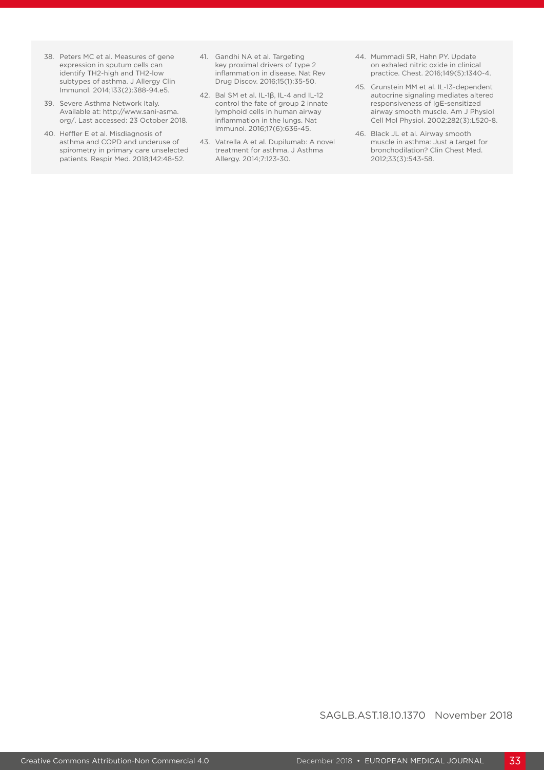38. Peters MC et al. Measures of gene expression in sputum cells can identify TH2-high and TH2-low subtypes of asthma. J Allergy Clin Immunol. 2014;133(2):388-94.e5.
39. Severe Asthma Network Italy. Available at: http://www.sani-asma.org/. Last accessed: 23 October 2018.
40. Heffler E et al. Misdiagnosis of asthma and COPD and underuse of spirometry in primary care unselected patients. Respir Med. 2018;142:48-52.
41. Gandhi NA et al. Targeting key proximal drivers of type 2 inflammation in disease. Nat Rev Drug Discov. 2016;15(1):35-50.
42. Bal SM et al. IL-1β, IL-4 and IL-12 control the fate of group 2 innate lymphoid cells in human airway inflammation in the lungs. Nat Immunol. 2016;17(6):636-45.
43. Vatrella A et al. Dupilumab: A novel treatment for asthma. J Asthma Allergy. 2014;7:123-30.
44. Mummadi SR, Hahn PY. Update on exhaled nitric oxide in clinical practice. Chest. 2016;149(5):1340-4.
45. Grunstein MM et al. IL-13-dependent autocrine signaling mediates altered responsiveness of IgE-sensitized airway smooth muscle. Am J Physiol Cell Mol Physiol. 2002;282(3):L520-8.
46. Black JL et al. Airway smooth muscle in asthma: Just a target for bronchodilation? Clin Chest Med. 2012;33(3):543-58.

SAGLB.AST.18.10.1370 November 2018